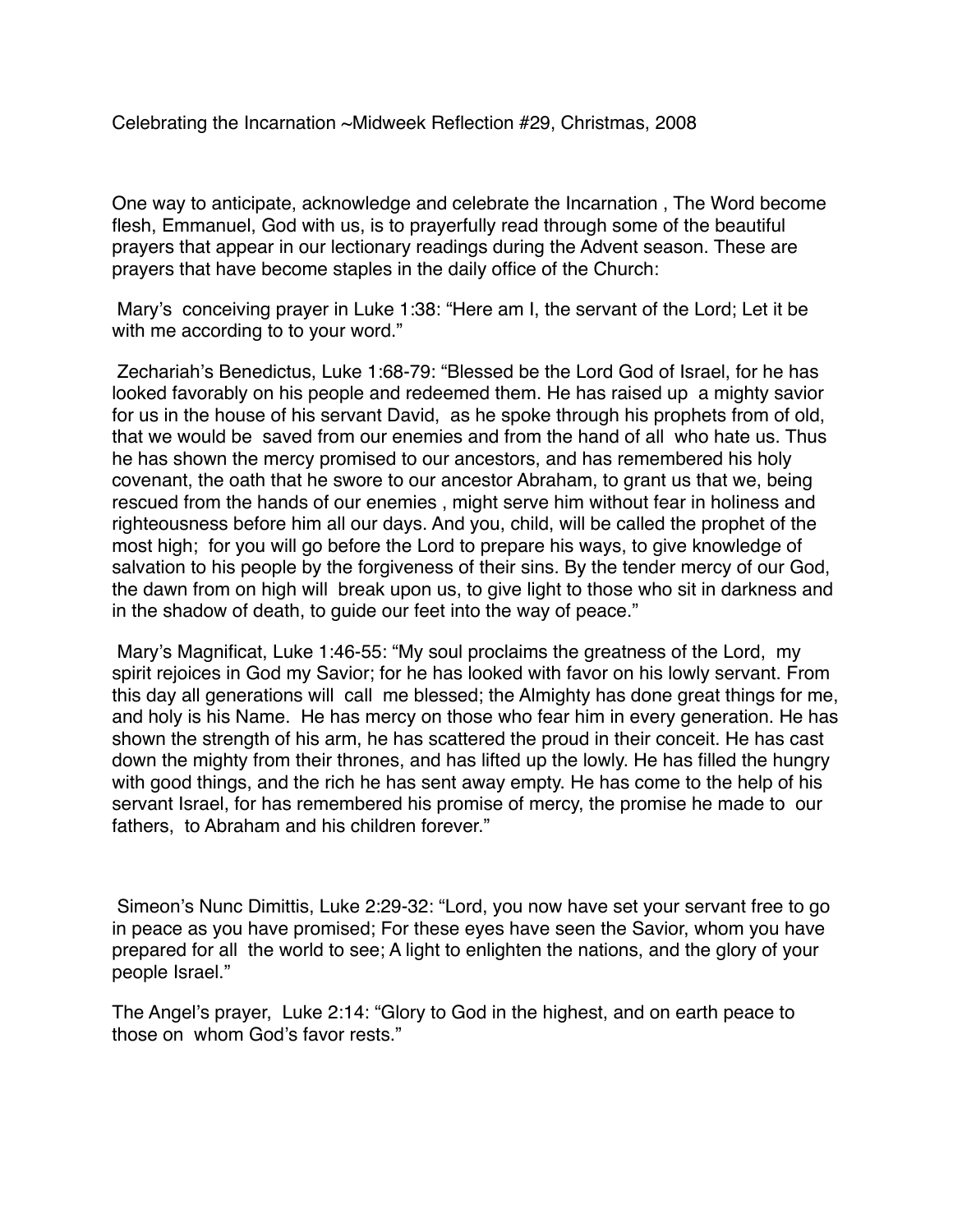Celebrating the Incarnation ~Midweek Reflection #29, Christmas, 2008

One way to anticipate, acknowledge and celebrate the Incarnation , The Word become flesh, Emmanuel, God with us, is to prayerfully read through some of the beautiful prayers that appear in our lectionary readings during the Advent season. These are prayers that have become staples in the daily office of the Church:

Mary's conceiving prayer in Luke 1:38: "Here am I, the servant of the Lord; Let it be with me according to to your word."

Zechariah's Benedictus, Luke 1:68-79: "Blessed be the Lord God of Israel, for he has looked favorably on his people and redeemed them. He has raised up a mighty savior for us in the house of his servant David, as he spoke through his prophets from of old, that we would be saved from our enemies and from the hand of all who hate us. Thus he has shown the mercy promised to our ancestors, and has remembered his holy covenant, the oath that he swore to our ancestor Abraham, to grant us that we, being rescued from the hands of our enemies , might serve him without fear in holiness and righteousness before him all our days. And you, child, will be called the prophet of the most high; for you will go before the Lord to prepare his ways, to give knowledge of salvation to his people by the forgiveness of their sins. By the tender mercy of our God, the dawn from on high will break upon us, to give light to those who sit in darkness and in the shadow of death, to guide our feet into the way of peace."

Mary's Magnificat, Luke 1:46-55: "My soul proclaims the greatness of the Lord, my spirit rejoices in God my Savior; for he has looked with favor on his lowly servant. From this day all generations will call me blessed; the Almighty has done great things for me, and holy is his Name. He has mercy on those who fear him in every generation. He has shown the strength of his arm, he has scattered the proud in their conceit. He has cast down the mighty from their thrones, and has lifted up the lowly. He has filled the hungry with good things, and the rich he has sent away empty. He has come to the help of his servant Israel, for has remembered his promise of mercy, the promise he made to our fathers, to Abraham and his children forever."

Simeon's Nunc Dimittis, Luke 2:29-32: "Lord, you now have set your servant free to go in peace as you have promised; For these eyes have seen the Savior, whom you have prepared for all the world to see; A light to enlighten the nations, and the glory of your people Israel."

The Angel's prayer, Luke 2:14: "Glory to God in the highest, and on earth peace to those on whom God's favor rests."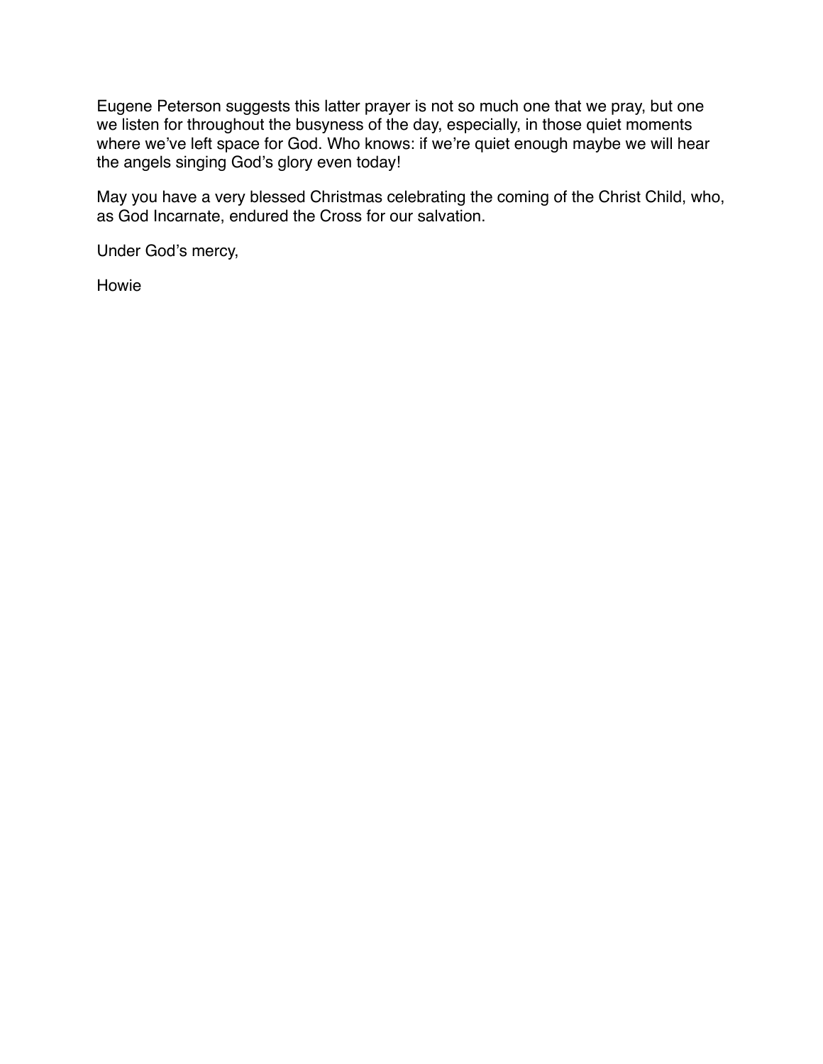Eugene Peterson suggests this latter prayer is not so much one that we pray, but one we listen for throughout the busyness of the day, especially, in those quiet moments where we've left space for God. Who knows: if we're quiet enough maybe we will hear the angels singing God's glory even today!

May you have a very blessed Christmas celebrating the coming of the Christ Child, who, as God Incarnate, endured the Cross for our salvation.

Under God's mercy,

Howie